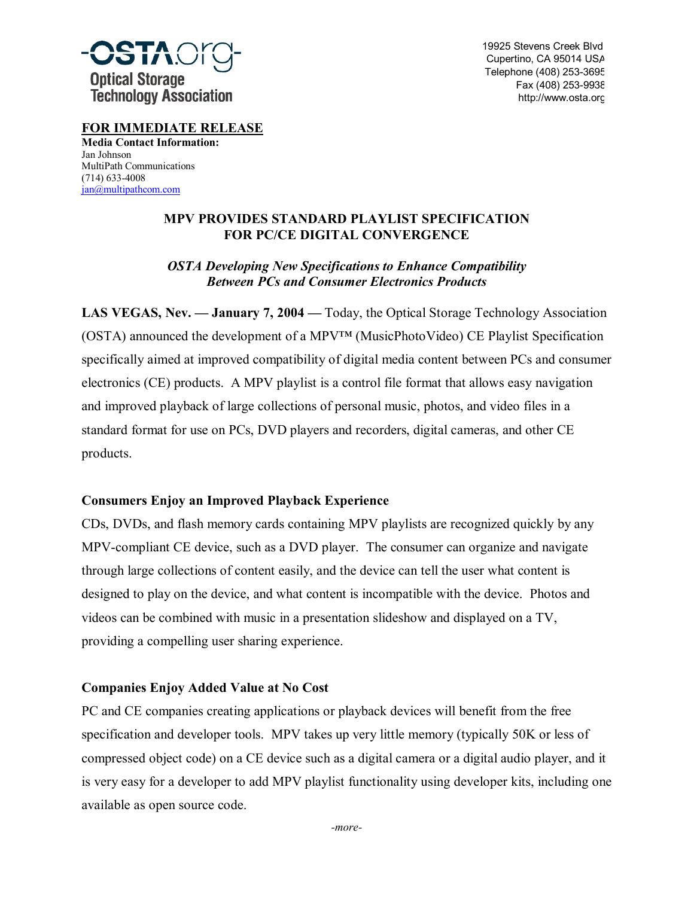**-OSTA.org-**
**Optical Storage Technology Association**

19925 Stevens Creek Blvd
Cupertino, CA 95014 USA
Telephone (408) 253-3695
Fax (408) 253-9938
http://www.osta.org

**FOR IMMEDIATE RELEASE**
**Media Contact Information:**
Jan Johnson
MultiPath Communications
(714) 633-4008
jan@multipathcom.com

# MPV PROVIDES STANDARD PLAYLIST SPECIFICATION FOR PC/CE DIGITAL CONVERGENCE

***OSTA Developing New Specifications to Enhance Compatibility Between PCs and Consumer Electronics Products***

**LAS VEGAS, Nev. — January 7, 2004 —** Today, the Optical Storage Technology Association (OSTA) announced the development of a MPV™ (MusicPhotoVideo) CE Playlist Specification specifically aimed at improved compatibility of digital media content between PCs and consumer electronics (CE) products. A MPV playlist is a control file format that allows easy navigation and improved playback of large collections of personal music, photos, and video files in a standard format for use on PCs, DVD players and recorders, digital cameras, and other CE products.

### Consumers Enjoy an Improved Playback Experience

CDs, DVDs, and flash memory cards containing MPV playlists are recognized quickly by any MPV-compliant CE device, such as a DVD player. The consumer can organize and navigate through large collections of content easily, and the device can tell the user what content is designed to play on the device, and what content is incompatible with the device. Photos and videos can be combined with music in a presentation slideshow and displayed on a TV, providing a compelling user sharing experience.

### Companies Enjoy Added Value at No Cost

PC and CE companies creating applications or playback devices will benefit from the free specification and developer tools. MPV takes up very little memory (typically 50K or less of compressed object code) on a CE device such as a digital camera or a digital audio player, and it is very easy for a developer to add MPV playlist functionality using developer kits, including one available as open source code.

*-more-*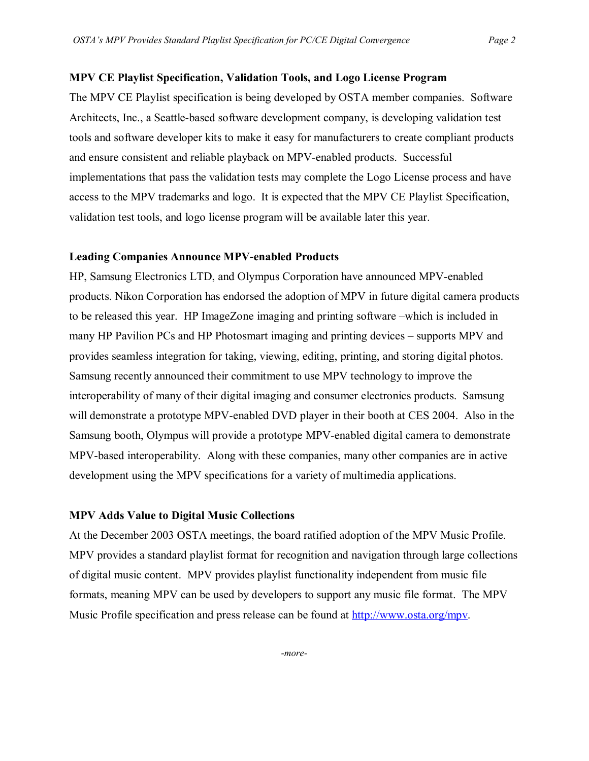**MPV CE Playlist Specification, Validation Tools, and Logo License Program**

The MPV CE Playlist specification is being developed by OSTA member companies. Software Architects, Inc., a Seattle-based software development company, is developing validation test tools and software developer kits to make it easy for manufacturers to create compliant products and ensure consistent and reliable playback on MPV-enabled products. Successful implementations that pass the validation tests may complete the Logo License process and have access to the MPV trademarks and logo. It is expected that the MPV CE Playlist Specification, validation test tools, and logo license program will be available later this year.

**Leading Companies Announce MPV-enabled Products**

HP, Samsung Electronics LTD, and Olympus Corporation have announced MPV-enabled products. Nikon Corporation has endorsed the adoption of MPV in future digital camera products to be released this year. HP ImageZone imaging and printing software –which is included in many HP Pavilion PCs and HP Photosmart imaging and printing devices – supports MPV and provides seamless integration for taking, viewing, editing, printing, and storing digital photos. Samsung recently announced their commitment to use MPV technology to improve the interoperability of many of their digital imaging and consumer electronics products. Samsung will demonstrate a prototype MPV-enabled DVD player in their booth at CES 2004. Also in the Samsung booth, Olympus will provide a prototype MPV-enabled digital camera to demonstrate MPV-based interoperability. Along with these companies, many other companies are in active development using the MPV specifications for a variety of multimedia applications.

**MPV Adds Value to Digital Music Collections**

At the December 2003 OSTA meetings, the board ratified adoption of the MPV Music Profile. MPV provides a standard playlist format for recognition and navigation through large collections of digital music content. MPV provides playlist functionality independent from music file formats, meaning MPV can be used by developers to support any music file format. The MPV Music Profile specification and press release can be found at http://www.osta.org/mpv.

*-more-*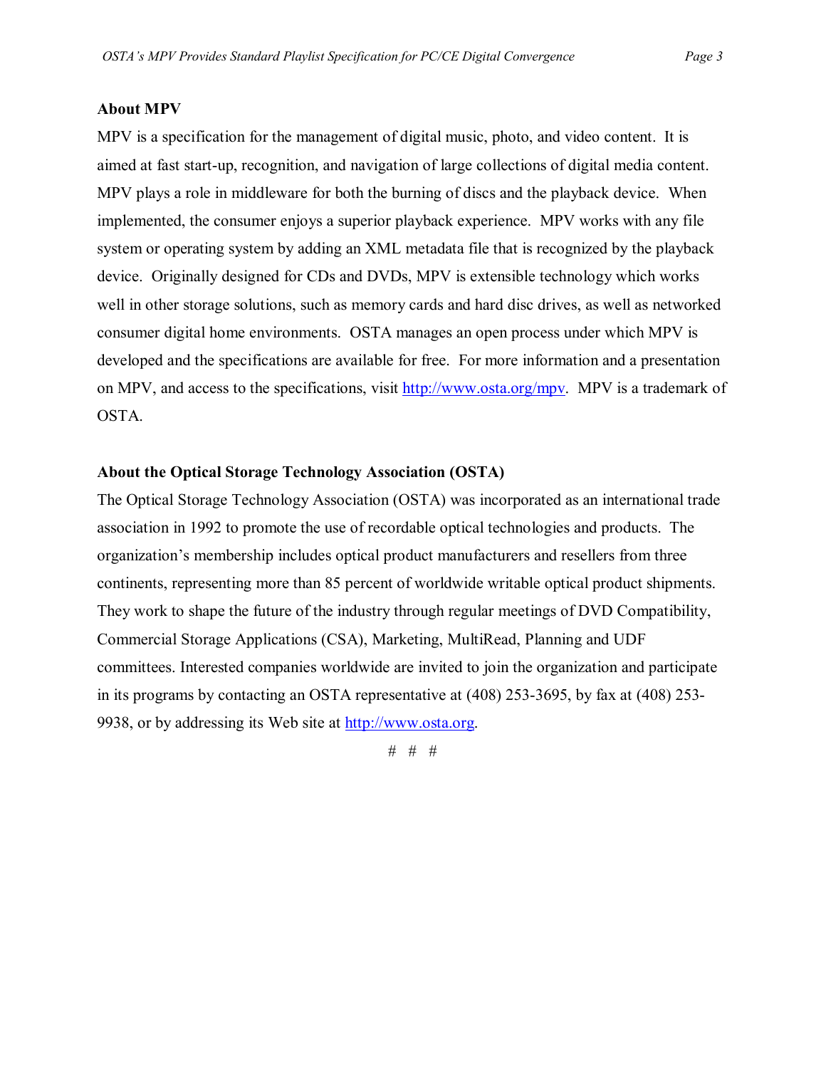**About MPV**

MPV is a specification for the management of digital music, photo, and video content. It is aimed at fast start-up, recognition, and navigation of large collections of digital media content. MPV plays a role in middleware for both the burning of discs and the playback device. When implemented, the consumer enjoys a superior playback experience. MPV works with any file system or operating system by adding an XML metadata file that is recognized by the playback device. Originally designed for CDs and DVDs, MPV is extensible technology which works well in other storage solutions, such as memory cards and hard disc drives, as well as networked consumer digital home environments. OSTA manages an open process under which MPV is developed and the specifications are available for free. For more information and a presentation on MPV, and access to the specifications, visit http://www.osta.org/mpv. MPV is a trademark of OSTA.

**About the Optical Storage Technology Association (OSTA)**

The Optical Storage Technology Association (OSTA) was incorporated as an international trade association in 1992 to promote the use of recordable optical technologies and products. The organization's membership includes optical product manufacturers and resellers from three continents, representing more than 85 percent of worldwide writable optical product shipments. They work to shape the future of the industry through regular meetings of DVD Compatibility, Commercial Storage Applications (CSA), Marketing, MultiRead, Planning and UDF committees. Interested companies worldwide are invited to join the organization and participate in its programs by contacting an OSTA representative at (408) 253-3695, by fax at (408) 253-9938, or by addressing its Web site at http://www.osta.org.

# # #